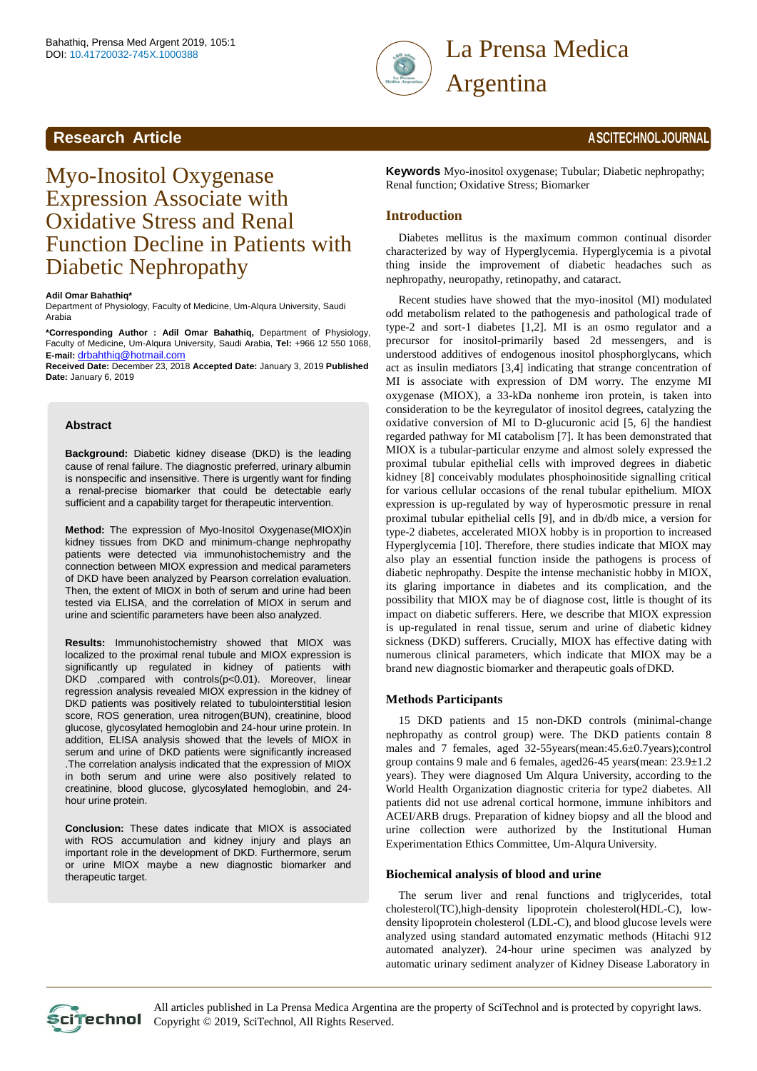# Myo-Inositol Oxygenase Expression Associate with Oxidative Stress and Renal Function Decline in Patients with Diabetic Nephropathy

**Adil Omar Bahathiq***

Department of Physiology, Faculty of Medicine, Um-Alqura University, Saudi Arabia

***Corresponding Author : Adil Omar Bahathiq,** Department of Physiology, Faculty of Medicine, Um-Alqura University, Saudi Arabia, **Tel:** +966 12 550 1068, **E-mail:** drbahthiq@hotmail.com

**Received Date:** December 23, 2018 **Accepted Date:** January 3, 2019 **Published Date:** January 6, 2019

## Abstract

**Background:** Diabetic kidney disease (DKD) is the leading cause of renal failure. The diagnostic preferred, urinary albumin is nonspecific and insensitive. There is urgently want for finding a renal-precise biomarker that could be detectable early sufficient and a capability target for therapeutic intervention.

**Method:** The expression of Myo-Inositol Oxygenase(MIOX)in kidney tissues from DKD and minimum-change nephropathy patients were detected via immunohistochemistry and the connection between MIOX expression and medical parameters of DKD have been analyzed by Pearson correlation evaluation. Then, the extent of MIOX in both of serum and urine had been tested via ELISA, and the correlation of MIOX in serum and urine and scientific parameters have been also analyzed.

**Results:** Immunohistochemistry showed that MIOX was localized to the proximal renal tubule and MIOX expression is significantly up regulated in kidney of patients with DKD ,compared with controls(p<0.01). Moreover, linear regression analysis revealed MIOX expression in the kidney of DKD patients was positively related to tubulointerstitial lesion score, ROS generation, urea nitrogen(BUN), creatinine, blood glucose, glycosylated hemoglobin and 24-hour urine protein. In addition, ELISA analysis showed that the levels of MIOX in serum and urine of DKD patients were significantly increased .The correlation analysis indicated that the expression of MIOX in both serum and urine were also positively related to creatinine, blood glucose, glycosylated hemoglobin, and 24-hour urine protein.

**Conclusion:** These dates indicate that MIOX is associated with ROS accumulation and kidney injury and plays an important role in the development of DKD. Furthermore, serum or urine MIOX maybe a new diagnostic biomarker and therapeutic target.

**Keywords** Myo-inositol oxygenase; Tubular; Diabetic nephropathy; Renal function; Oxidative Stress; Biomarker

## Introduction

Diabetes mellitus is the maximum common continual disorder characterized by way of Hyperglycemia. Hyperglycemia is a pivotal thing inside the improvement of diabetic headaches such as nephropathy, neuropathy, retinopathy, and cataract.

Recent studies have showed that the myo-inositol (MI) modulated odd metabolism related to the pathogenesis and pathological trade of type-2 and sort-1 diabetes [1,2]. MI is an osmo regulator and a precursor for inositol-primarily based 2d messengers, and is understood additives of endogenous inositol phosphorglycans, which act as insulin mediators [3,4] indicating that strange concentration of MI is associate with expression of DM worry. The enzyme MI oxygenase (MIOX), a 33-kDa nonheme iron protein, is taken into consideration to be the keyregulator of inositol degrees, catalyzing the oxidative conversion of MI to D-glucuronic acid [5, 6] the handiest regarded pathway for MI catabolism [7]. It has been demonstrated that MIOX is a tubular-particular enzyme and almost solely expressed the proximal tubular epithelial cells with improved degrees in diabetic kidney [8] conceivably modulates phosphoinositide signalling critical for various cellular occasions of the renal tubular epithelium. MIOX expression is up-regulated by way of hyperosmotic pressure in renal proximal tubular epithelial cells [9], and in db/db mice, a version for type-2 diabetes, accelerated MIOX hobby is in proportion to increased Hyperglycemia [10]. Therefore, there studies indicate that MIOX may also play an essential function inside the pathogens is process of diabetic nephropathy. Despite the intense mechanistic hobby in MIOX, its glaring importance in diabetes and its complication, and the possibility that MIOX may be of diagnose cost, little is thought of its impact on diabetic sufferers. Here, we describe that MIOX expression is up-regulated in renal tissue, serum and urine of diabetic kidney sickness (DKD) sufferers. Crucially, MIOX has effective dating with numerous clinical parameters, which indicate that MIOX may be a brand new diagnostic biomarker and therapeutic goals of DKD.

## Methods Participants

15 DKD patients and 15 non-DKD controls (minimal-change nephropathy as control group) were. The DKD patients contain 8 males and 7 females, aged 32-55years(mean:45.6±0.7years);control group contains 9 male and 6 females, aged26-45 years(mean: 23.9±1.2 years). They were diagnosed Um Alqura University, according to the World Health Organization diagnostic criteria for type2 diabetes. All patients did not use adrenal cortical hormone, immune inhibitors and ACEI/ARB drugs. Preparation of kidney biopsy and all the blood and urine collection were authorized by the Institutional Human Experimentation Ethics Committee, Um-Alqura University.

## Biochemical analysis of blood and urine

The serum liver and renal functions and triglycerides, total cholesterol(TC),high-density lipoprotein cholesterol(HDL-C), low-density lipoprotein cholesterol (LDL-C), and blood glucose levels were analyzed using standard automated enzymatic methods (Hitachi 912 automated analyzer). 24-hour urine specimen was analyzed by automatic urinary sediment analyzer of Kidney Disease Laboratory in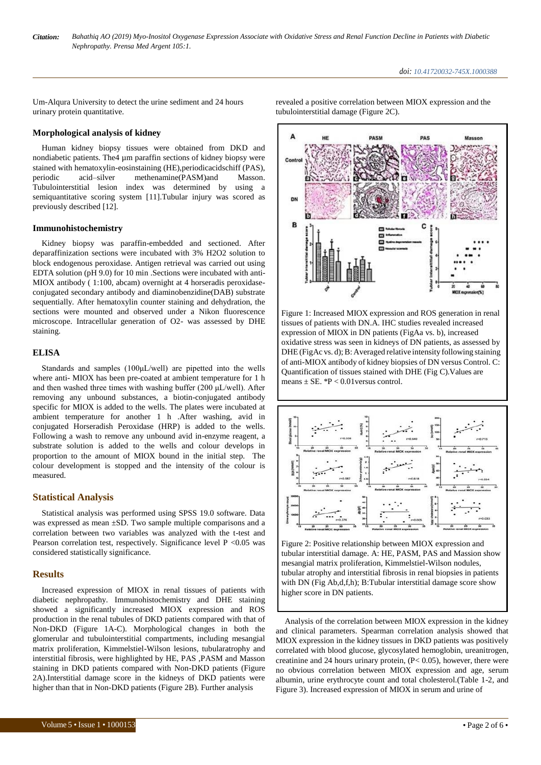Um-Alqura University to detect the urine sediment and 24 hours urinary protein quantitative.

### Morphological analysis of kidney

Human kidney biopsy tissues were obtained from DKD and nondiabetic patients. The4 µm paraffin sections of kidney biopsy were stained with hematoxylin-eosinstaining (HE),periodicacidschiff (PAS), periodic acid–silver methenamine(PASM)and Masson. Tubulointerstitial lesion index was determined by using a semiquantitative scoring system [11].Tubular injury was scored as previously described [12].

### Immunohistochemistry

Kidney biopsy was paraffin-embedded and sectioned. After deparaffinization sections were incubated with 3% H2O2 solution to block endogenous peroxidase. Antigen retrieval was carried out using EDTA solution (pH 9.0) for 10 min .Sections were incubated with anti-MIOX antibody ( 1:100, abcam) overnight at 4 horseradis peroxidase-conjugated secondary antibody and diaminobenzidine(DAB) substrate sequentially. After hematoxylin counter staining and dehydration, the sections were mounted and observed under a Nikon fluorescence microscope. Intracellular generation of O2- was assessed by DHE staining.

### ELISA

Standards and samples (100µL/well) are pipetted into the wells where anti- MIOX has been pre-coated at ambient temperature for 1 h and then washed three times with washing buffer (200 µL/well). After removing any unbound substances, a biotin-conjugated antibody specific for MIOX is added to the wells. The plates were incubated at ambient temperature for another 1 h .After washing, avid in conjugated Horseradish Peroxidase (HRP) is added to the wells. Following a wash to remove any unbound avid in-enzyme reagent, a substrate solution is added to the wells and colour develops in proportion to the amount of MIOX bound in the initial step. The colour development is stopped and the intensity of the colour is measured.

## Statistical Analysis

Statistical analysis was performed using SPSS 19.0 software. Data was expressed as mean ±SD. Two sample multiple comparisons and a correlation between two variables was analyzed with the t-test and Pearson correlation test, respectively. Significance level P <0.05 was considered statistically significance.

## Results

Increased expression of MIOX in renal tissues of patients with diabetic nephropathy. Immunohistochemistry and DHE staining showed a significantly increased MIOX expression and ROS production in the renal tubules of DKD patients compared with that of Non-DKD (Figure 1A-C). Morphological changes in both the glomerular and tubulointerstitial compartments, including mesangial matrix proliferation, Kimmelstiel-Wilson lesions, tubularatrophy and interstitial fibrosis, were highlighted by HE, PAS ,PASM and Masson staining in DKD patients compared with Non-DKD patients (Figure 2A).Interstitial damage score in the kidneys of DKD patients were higher than that in Non-DKD patients (Figure 2B). Further analysis revealed a positive correlation between MIOX expression and the tubulointerstitial damage (Figure 2C).

Figure 1: Increased MIOX expression and ROS generation in renal tissues of patients with DN.A. IHC studies revealed increased expression of MIOX in DN patients (FigAa vs. b), increased oxidative stress was seen in kidneys of DN patients, as assessed by DHE (FigAc vs. d); B: Averaged relative intensity following staining of anti-MIOX antibody of kidney biopsies of DN versus Control. C: Quantification of tissues stained with DHE (Fig C).Values are means ± SE. *P < 0.01versus control.

Figure 2: Positive relationship between MIOX expression and tubular interstitial damage. A: HE, PASM, PAS and Massion show mesangial matrix proliferation, Kimmelstiel-Wilson nodules, tubular atrophy and interstitial fibrosis in renal biopsies in patients with DN (Fig Ab,d,f,h); B:Tubular interstitial damage score show higher score in DN patients.

Analysis of the correlation between MIOX expression in the kidney and clinical parameters. Spearman correlation analysis showed that MIOX expression in the kidney tissues in DKD patients was positively correlated with blood glucose, glycosylated hemoglobin, ureanitrogen, creatinine and 24 hours urinary protein, (P< 0.05), however, there were no obvious correlation between MIOX expression and age, serum albumin, urine erythrocyte count and total cholesterol.(Table 1-2, and Figure 3). Increased expression of MIOX in serum and urine of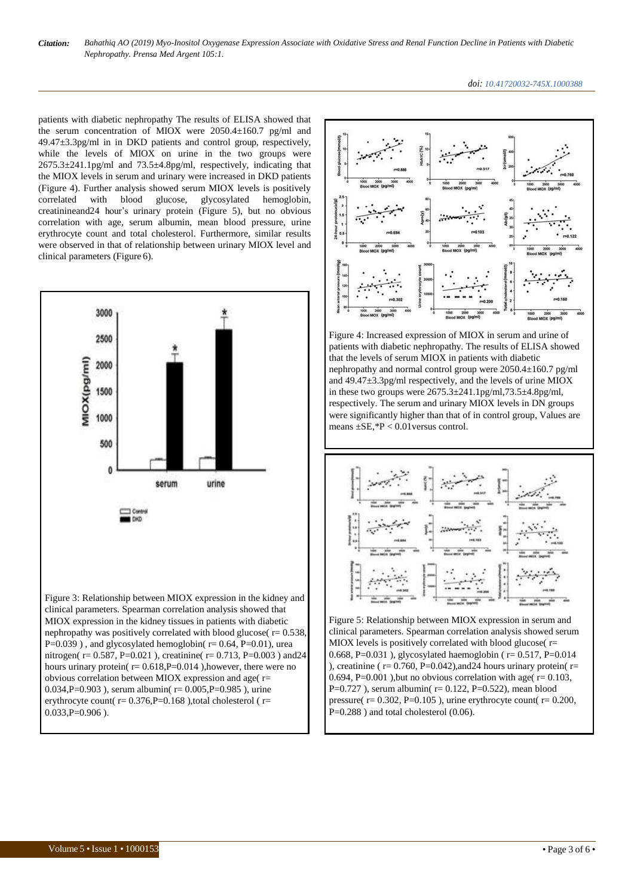patients with diabetic nephropathy The results of ELISA showed that the serum concentration of MIOX were 2050.4±160.7 pg/ml and 49.47±3.3pg/ml in in DKD patients and control group, respectively, while the levels of MIOX on urine in the two groups were 2675.3±241.1pg/ml and 73.5±4.8pg/ml, respectively, indicating that the MIOX levels in serum and urinary were increased in DKD patients (Figure 4). Further analysis showed serum MIOX levels is positively correlated with blood glucose, glycosylated hemoglobin, creatinineand24 hour's urinary protein (Figure 5), but no obvious correlation with age, serum albumin, mean blood pressure, urine erythrocyte count and total cholesterol. Furthermore, similar results were observed in that of relationship between urinary MIOX level and clinical parameters (Figure 6).

Figure 3: Relationship between MIOX expression in the kidney and clinical parameters. Spearman correlation analysis showed that MIOX expression in the kidney tissues in patients with diabetic nephropathy was positively correlated with blood glucose( r= 0.538, P=0.039 ) , and glycosylated hemoglobin( r= 0.64, P=0.01), urea nitrogen( r= 0.587, P=0.021 ), creatinine( r= 0.713, P=0.003 ) and24 hours urinary protein( r= 0.618,P=0.014 ),however, there were no obvious correlation between MIOX expression and age( r= 0.034,P=0.903 ), serum albumin( r= 0.005,P=0.985 ), urine erythrocyte count( r= 0.376,P=0.168 ),total cholesterol ( r= 0.033,P=0.906 ).

Figure 4: Increased expression of MIOX in serum and urine of patients with diabetic nephropathy. The results of ELISA showed that the levels of serum MIOX in patients with diabetic nephropathy and normal control group were 2050.4±160.7 pg/ml and 49.47±3.3pg/ml respectively, and the levels of urine MIOX in these two groups were 2675.3±241.1pg/ml,73.5±4.8pg/ml, respectively. The serum and urinary MIOX levels in DN groups were significantly higher than that of in control group, Values are means ±SE,*P < 0.01versus control.

Figure 5: Relationship between MIOX expression in serum and clinical parameters. Spearman correlation analysis showed serum MIOX levels is positively correlated with blood glucose( r= 0.668, P=0.031 ), glycosylated haemoglobin ( r= 0.517, P=0.014 ), creatinine ( r= 0.760, P=0.042),and24 hours urinary protein( r= 0.694, P=0.001 ),but no obvious correlation with age( r= 0.103, P=0.727 ), serum albumin( r= 0.122, P=0.522), mean blood pressure( r= 0.302, P=0.105 ), urine erythrocyte count( r= 0.200, P=0.288 ) and total cholesterol (0.06).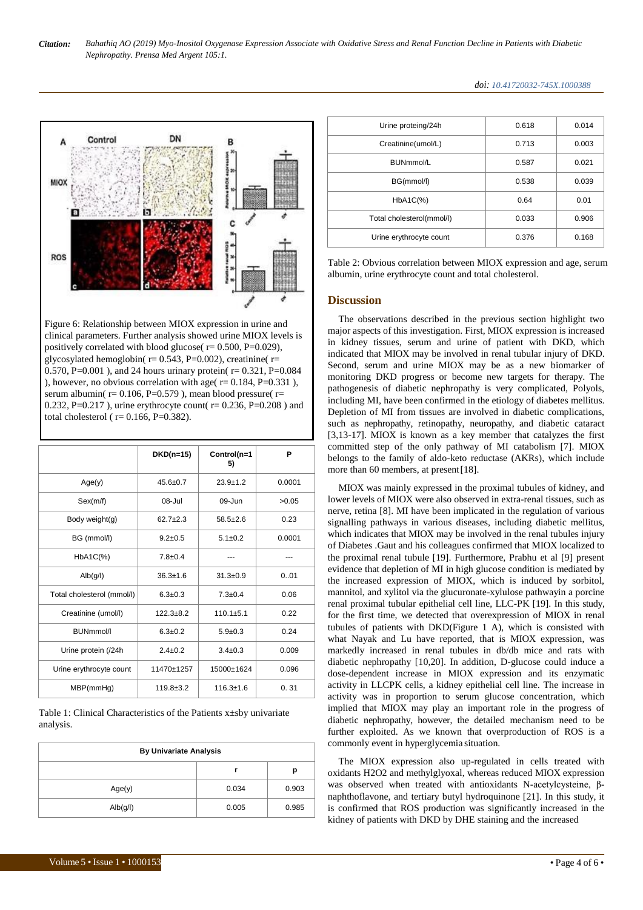Figure 6: Relationship between MIOX expression in urine and clinical parameters. Further analysis showed urine MIOX levels is positively correlated with blood glucose( r= 0.500, P=0.029), glycosylated hemoglobin( r= 0.543, P=0.002), creatinine( r= 0.570, P=0.001 ), and 24 hours urinary protein( r= 0.321, P=0.084 ), however, no obvious correlation with age( r= 0.184, P=0.331 ), serum albumin( r= 0.106, P=0.579 ), mean blood pressure( r= 0.232, P=0.217 ), urine erythrocyte count( r= 0.236, P=0.208 ) and total cholesterol ( r= 0.166, P=0.382).

| | DKD(n=15) | Control(n=15) | P |
|---|---|---|---|
| Age(y) | 45.6±0.7 | 23.9±1.2 | 0.0001 |
| Sex(m/f) | 08-Jul | 09-Jun | >0.05 |
| Body weight(g) | 62.7±2.3 | 58.5±2.6 | 0.23 |
| BG (mmol/l) | 9.2±0.5 | 5.1±0.2 | 0.0001 |
| HbA1C(%) | 7.8±0.4 | --- | --- |
| Alb(g/l) | 36.3±1.6 | 31.3±0.9 | 0..01 |
| Total cholesterol (mmol/l) | 6.3±0.3 | 7.3±0.4 | 0.06 |
| Creatinine (umol/l) | 122.3±8.2 | 110.1±5.1 | 0.22 |
| BUNmmol/l | 6.3±0.2 | 5.9±0.3 | 0.24 |
| Urine protein (/24h | 2.4±0.2 | 3.4±0.3 | 0.009 |
| Urine erythrocyte count | 11470±1257 | 15000±1624 | 0.096 |
| MBP(mmHg) | 119.8±3.2 | 116.3±1.6 | 0. 31 |

Table 1: Clinical Characteristics of the Patients x±sby univariate analysis.

| By Univariate Analysis | | |
|---|---|---|
| | r | p |
| Age(y) | 0.034 | 0.903 |
| Alb(g/l) | 0.005 | 0.985 |
| Urine proteing/24h | 0.618 | 0.014 |
| Creatinine(umol/L) | 0.713 | 0.003 |
| BUNmmol/L | 0.587 | 0.021 |
| BG(mmol/l) | 0.538 | 0.039 |
| HbA1C(%) | 0.64 | 0.01 |
| Total cholesterol(mmol/l) | 0.033 | 0.906 |
| Urine erythrocyte count | 0.376 | 0.168 |

Table 2: Obvious correlation between MIOX expression and age, serum albumin, urine erythrocyte count and total cholesterol.

## Discussion

The observations described in the previous section highlight two major aspects of this investigation. First, MIOX expression is increased in kidney tissues, serum and urine of patient with DKD, which indicated that MIOX may be involved in renal tubular injury of DKD. Second, serum and urine MIOX may be as a new biomarker of monitoring DKD progress or become new targets for therapy. The pathogenesis of diabetic nephropathy is very complicated, Polyols, including MI, have been confirmed in the etiology of diabetes mellitus. Depletion of MI from tissues are involved in diabetic complications, such as nephropathy, retinopathy, neuropathy, and diabetic cataract [3,13-17]. MIOX is known as a key member that catalyzes the first committed step of the only pathway of MI catabolism [7]. MIOX belongs to the family of aldo-keto reductase (AKRs), which include more than 60 members, at present[18].

MIOX was mainly expressed in the proximal tubules of kidney, and lower levels of MIOX were also observed in extra-renal tissues, such as nerve, retina [8]. MI have been implicated in the regulation of various signalling pathways in various diseases, including diabetic mellitus, which indicates that MIOX may be involved in the renal tubules injury of Diabetes .Gaut and his colleagues confirmed that MIOX localized to the proximal renal tubule [19]. Furthermore, Prabhu et al [9] present evidence that depletion of MI in high glucose condition is mediated by the increased expression of MIOX, which is induced by sorbitol, mannitol, and xylitol via the glucuronate-xylulose pathwayin a porcine renal proximal tubular epithelial cell line, LLC-PK [19]. In this study, for the first time, we detected that overexpression of MIOX in renal tubules of patients with DKD(Figure 1 A), which is consisted with what Nayak and Lu have reported, that is MIOX expression, was markedly increased in renal tubules in db/db mice and rats with diabetic nephropathy [10,20]. In addition, D-glucose could induce a dose-dependent increase in MIOX expression and its enzymatic activity in LLCPK cells, a kidney epithelial cell line. The increase in activity was in proportion to serum glucose concentration, which implied that MIOX may play an important role in the progress of diabetic nephropathy, however, the detailed mechanism need to be further exploited. As we known that overproduction of ROS is a commonly event in hyperglycemia situation.

The MIOX expression also up-regulated in cells treated with oxidants $H_2O_2$ and methylglyoxal, whereas reduced MIOX expression was observed when treated with antioxidants N-acetylcysteine, β-naphthoflavone, and tertiary butyl hydroquinone [21]. In this study, it is confirmed that ROS production was significantly increased in the kidney of patients with DKD by DHE staining and the increased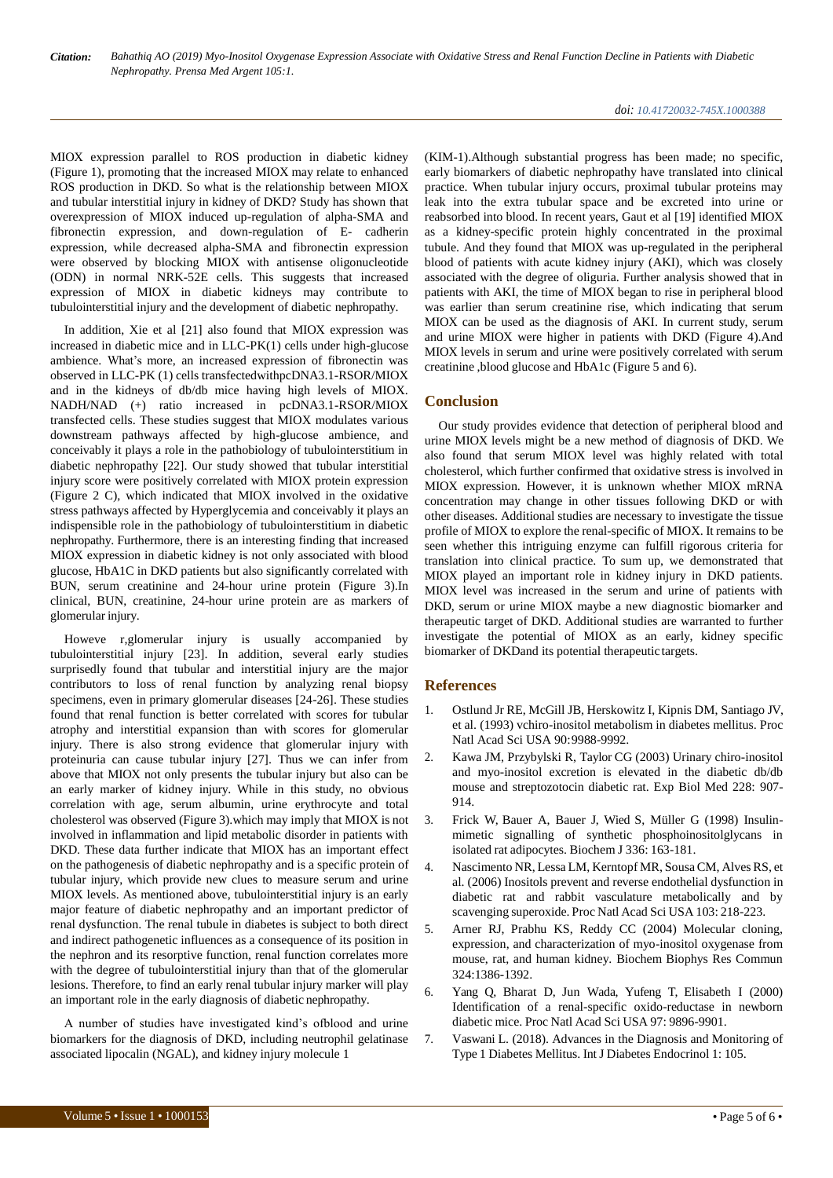MIOX expression parallel to ROS production in diabetic kidney (Figure 1), promoting that the increased MIOX may relate to enhanced ROS production in DKD. So what is the relationship between MIOX and tubular interstitial injury in kidney of DKD? Study has shown that overexpression of MIOX induced up-regulation of alpha-SMA and fibronectin expression, and down-regulation of E- cadherin expression, while decreased alpha-SMA and fibronectin expression were observed by blocking MIOX with antisense oligonucleotide (ODN) in normal NRK-52E cells. This suggests that increased expression of MIOX in diabetic kidneys may contribute to tubulointerstitial injury and the development of diabetic nephropathy.

In addition, Xie et al [21] also found that MIOX expression was increased in diabetic mice and in LLC-PK(1) cells under high-glucose ambience. What's more, an increased expression of fibronectin was observed in LLC-PK (1) cells transfectedwithpcDNA3.1-RSOR/MIOX and in the kidneys of db/db mice having high levels of MIOX. NADH/NAD (+) ratio increased in pcDNA3.1-RSOR/MIOX transfected cells. These studies suggest that MIOX modulates various downstream pathways affected by high-glucose ambience, and conceivably it plays a role in the pathobiology of tubulointerstitium in diabetic nephropathy [22]. Our study showed that tubular interstitial injury score were positively correlated with MIOX protein expression (Figure 2 C), which indicated that MIOX involved in the oxidative stress pathways affected by Hyperglycemia and conceivably it plays an indispensible role in the pathobiology of tubulointerstitium in diabetic nephropathy. Furthermore, there is an interesting finding that increased MIOX expression in diabetic kidney is not only associated with blood glucose, HbA1C in DKD patients but also significantly correlated with BUN, serum creatinine and 24-hour urine protein (Figure 3).In clinical, BUN, creatinine, 24-hour urine protein are as markers of glomerular injury.

Howeve r,glomerular injury is usually accompanied by tubulointerstitial injury [23]. In addition, several early studies surprisedly found that tubular and interstitial injury are the major contributors to loss of renal function by analyzing renal biopsy specimens, even in primary glomerular diseases [24-26]. These studies found that renal function is better correlated with scores for tubular atrophy and interstitial expansion than with scores for glomerular injury. There is also strong evidence that glomerular injury with proteinuria can cause tubular injury [27]. Thus we can infer from above that MIOX not only presents the tubular injury but also can be an early marker of kidney injury. While in this study, no obvious correlation with age, serum albumin, urine erythrocyte and total cholesterol was observed (Figure 3).which may imply that MIOX is not involved in inflammation and lipid metabolic disorder in patients with DKD. These data further indicate that MIOX has an important effect on the pathogenesis of diabetic nephropathy and is a specific protein of tubular injury, which provide new clues to measure serum and urine MIOX levels. As mentioned above, tubulointerstitial injury is an early major feature of diabetic nephropathy and an important predictor of renal dysfunction. The renal tubule in diabetes is subject to both direct and indirect pathogenetic influences as a consequence of its position in the nephron and its resorptive function, renal function correlates more with the degree of tubulointerstitial injury than that of the glomerular lesions. Therefore, to find an early renal tubular injury marker will play an important role in the early diagnosis of diabetic nephropathy.

A number of studies have investigated kind's ofblood and urine biomarkers for the diagnosis of DKD, including neutrophil gelatinase associated lipocalin (NGAL), and kidney injury molecule 1 (KIM-1).Although substantial progress has been made; no specific, early biomarkers of diabetic nephropathy have translated into clinical practice. When tubular injury occurs, proximal tubular proteins may leak into the extra tubular space and be excreted into urine or reabsorbed into blood. In recent years, Gaut et al [19] identified MIOX as a kidney-specific protein highly concentrated in the proximal tubule. And they found that MIOX was up-regulated in the peripheral blood of patients with acute kidney injury (AKI), which was closely associated with the degree of oliguria. Further analysis showed that in patients with AKI, the time of MIOX began to rise in peripheral blood was earlier than serum creatinine rise, which indicating that serum MIOX can be used as the diagnosis of AKI. In current study, serum and urine MIOX were higher in patients with DKD (Figure 4).And MIOX levels in serum and urine were positively correlated with serum creatinine ,blood glucose and HbA1c (Figure 5 and 6).

## Conclusion

Our study provides evidence that detection of peripheral blood and urine MIOX levels might be a new method of diagnosis of DKD. We also found that serum MIOX level was highly related with total cholesterol, which further confirmed that oxidative stress is involved in MIOX expression. However, it is unknown whether MIOX mRNA concentration may change in other tissues following DKD or with other diseases. Additional studies are necessary to investigate the tissue profile of MIOX to explore the renal-specific of MIOX. It remains to be seen whether this intriguing enzyme can fulfill rigorous criteria for translation into clinical practice. To sum up, we demonstrated that MIOX played an important role in kidney injury in DKD patients. MIOX level was increased in the serum and urine of patients with DKD, serum or urine MIOX maybe a new diagnostic biomarker and therapeutic target of DKD. Additional studies are warranted to further investigate the potential of MIOX as an early, kidney specific biomarker of DKDand its potential therapeutic targets.

## References

1. Ostlund Jr RE, McGill JB, Herskowitz I, Kipnis DM, Santiago JV, et al. (1993) vchiro-inositol metabolism in diabetes mellitus. Proc Natl Acad Sci USA 90:9988-9992.
2. Kawa JM, Przybylski R, Taylor CG (2003) Urinary chiro-inositol and myo-inositol excretion is elevated in the diabetic db/db mouse and streptozotocin diabetic rat. Exp Biol Med 228: 907-914.
3. Frick W, Bauer A, Bauer J, Wied S, Müller G (1998) Insulin-mimetic signalling of synthetic phosphoinositolglycans in isolated rat adipocytes. Biochem J 336: 163-181.
4. Nascimento NR, Lessa LM, Kerntopf MR, Sousa CM, Alves RS, et al. (2006) Inositols prevent and reverse endothelial dysfunction in diabetic rat and rabbit vasculature metabolically and by scavenging superoxide. Proc Natl Acad Sci USA 103: 218-223.
5. Arner RJ, Prabhu KS, Reddy CC (2004) Molecular cloning, expression, and characterization of myo-inositol oxygenase from mouse, rat, and human kidney. Biochem Biophys Res Commun 324:1386-1392.
6. Yang Q, Bharat D, Jun Wada, Yufeng T, Elisabeth I (2000) Identification of a renal-specific oxido-reductase in newborn diabetic mice. Proc Natl Acad Sci USA 97: 9896-9901.
7. Vaswani L. (2018). Advances in the Diagnosis and Monitoring of Type 1 Diabetes Mellitus. Int J Diabetes Endocrinol 1: 105.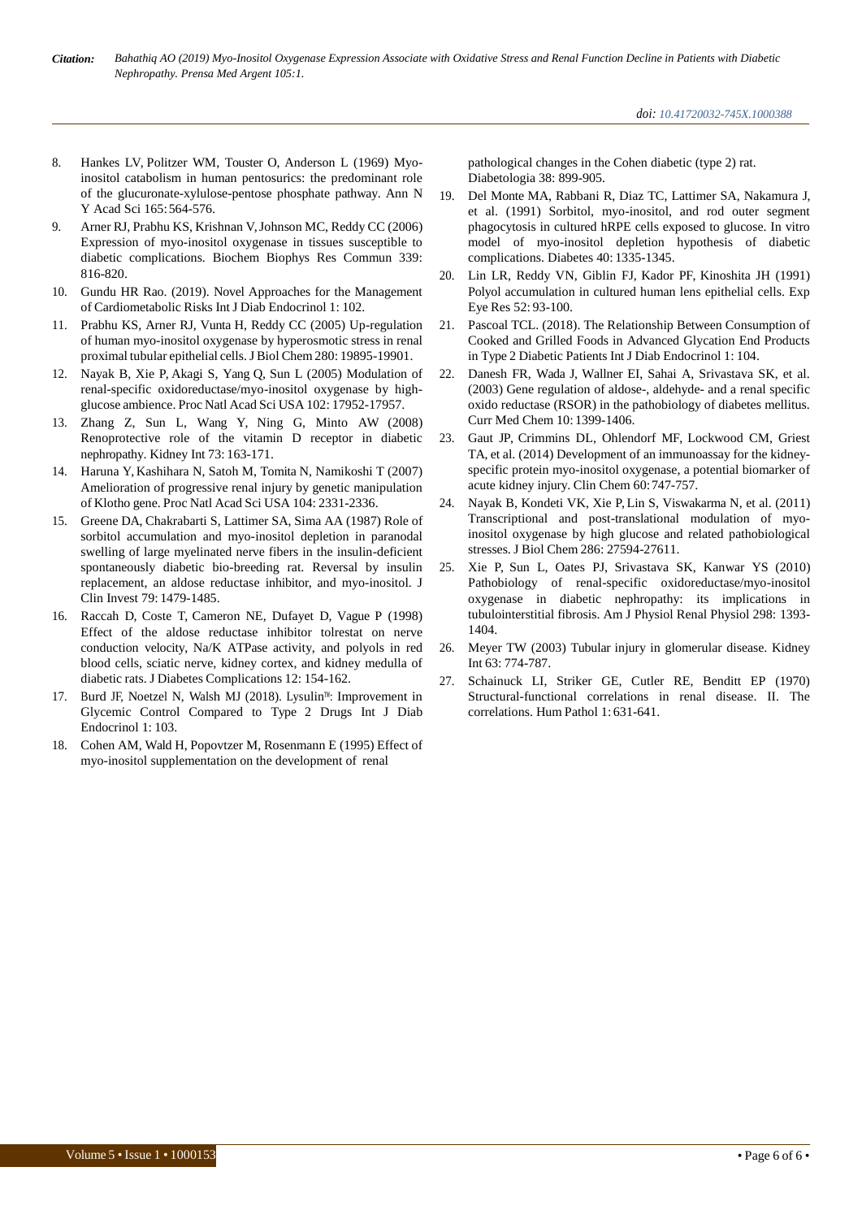8. Hankes LV, Politzer WM, Touster O, Anderson L (1969) Myo-inositol catabolism in human pentosurics: the predominant role of the glucuronate-xylulose-pentose phosphate pathway. Ann N Y Acad Sci 165: 564-576.

9. Arner RJ, Prabhu KS, Krishnan V, Johnson MC, Reddy CC (2006) Expression of myo-inositol oxygenase in tissues susceptible to diabetic complications. Biochem Biophys Res Commun 339: 816-820.

10. Gundu HR Rao. (2019). Novel Approaches for the Management of Cardiometabolic Risks Int J Diab Endocrinol 1: 102.

11. Prabhu KS, Arner RJ, Vunta H, Reddy CC (2005) Up-regulation of human myo-inositol oxygenase by hyperosmotic stress in renal proximal tubular epithelial cells. J Biol Chem 280: 19895-19901.

12. Nayak B, Xie P, Akagi S, Yang Q, Sun L (2005) Modulation of renal-specific oxidoreductase/myo-inositol oxygenase by high-glucose ambience. Proc Natl Acad Sci USA 102: 17952-17957.

13. Zhang Z, Sun L, Wang Y, Ning G, Minto AW (2008) Renoprotective role of the vitamin D receptor in diabetic nephropathy. Kidney Int 73: 163-171.

14. Haruna Y, Kashihara N, Satoh M, Tomita N, Namikoshi T (2007) Amelioration of progressive renal injury by genetic manipulation of Klotho gene. Proc Natl Acad Sci USA 104: 2331-2336.

15. Greene DA, Chakrabarti S, Lattimer SA, Sima AA (1987) Role of sorbitol accumulation and myo-inositol depletion in paranodal swelling of large myelinated nerve fibers in the insulin-deficient spontaneously diabetic bio-breeding rat. Reversal by insulin replacement, an aldose reductase inhibitor, and myo-inositol. J Clin Invest 79: 1479-1485.

16. Raccah D, Coste T, Cameron NE, Dufayet D, Vague P (1998) Effect of the aldose reductase inhibitor tolrestat on nerve conduction velocity, Na/K ATPase activity, and polyols in red blood cells, sciatic nerve, kidney cortex, and kidney medulla of diabetic rats. J Diabetes Complications 12: 154-162.

17. Burd JF, Noetzel N, Walsh MJ (2018). Lysulin™: Improvement in Glycemic Control Compared to Type 2 Drugs Int J Diab Endocrinol 1: 103.

18. Cohen AM, Wald H, Popovtzer M, Rosenmann E (1995) Effect of myo-inositol supplementation on the development of renal pathological changes in the Cohen diabetic (type 2) rat. Diabetologia 38: 899-905.

19. Del Monte MA, Rabbani R, Diaz TC, Lattimer SA, Nakamura J, et al. (1991) Sorbitol, myo-inositol, and rod outer segment phagocytosis in cultured hRPE cells exposed to glucose. In vitro model of myo-inositol depletion hypothesis of diabetic complications. Diabetes 40: 1335-1345.

20. Lin LR, Reddy VN, Giblin FJ, Kador PF, Kinoshita JH (1991) Polyol accumulation in cultured human lens epithelial cells. Exp Eye Res 52: 93-100.

21. Pascoal TCL. (2018). The Relationship Between Consumption of Cooked and Grilled Foods in Advanced Glycation End Products in Type 2 Diabetic Patients Int J Diab Endocrinol 1: 104.

22. Danesh FR, Wada J, Wallner EI, Sahai A, Srivastava SK, et al. (2003) Gene regulation of aldose-, aldehyde- and a renal specific oxido reductase (RSOR) in the pathobiology of diabetes mellitus. Curr Med Chem 10: 1399-1406.

23. Gaut JP, Crimmins DL, Ohlendorf MF, Lockwood CM, Griest TA, et al. (2014) Development of an immunoassay for the kidney-specific protein myo-inositol oxygenase, a potential biomarker of acute kidney injury. Clin Chem 60: 747-757.

24. Nayak B, Kondeti VK, Xie P, Lin S, Viswakarma N, et al. (2011) Transcriptional and post-translational modulation of myo-inositol oxygenase by high glucose and related pathobiological stresses. J Biol Chem 286: 27594-27611.

25. Xie P, Sun L, Oates PJ, Srivastava SK, Kanwar YS (2010) Pathobiology of renal-specific oxidoreductase/myo-inositol oxygenase in diabetic nephropathy: its implications in tubulointerstitial fibrosis. Am J Physiol Renal Physiol 298: 1393-1404.

26. Meyer TW (2003) Tubular injury in glomerular disease. Kidney Int 63: 774-787.

27. Schainuck LI, Striker GE, Cutler RE, Benditt EP (1970) Structural-functional correlations in renal disease. II. The correlations. Hum Pathol 1: 631-641.